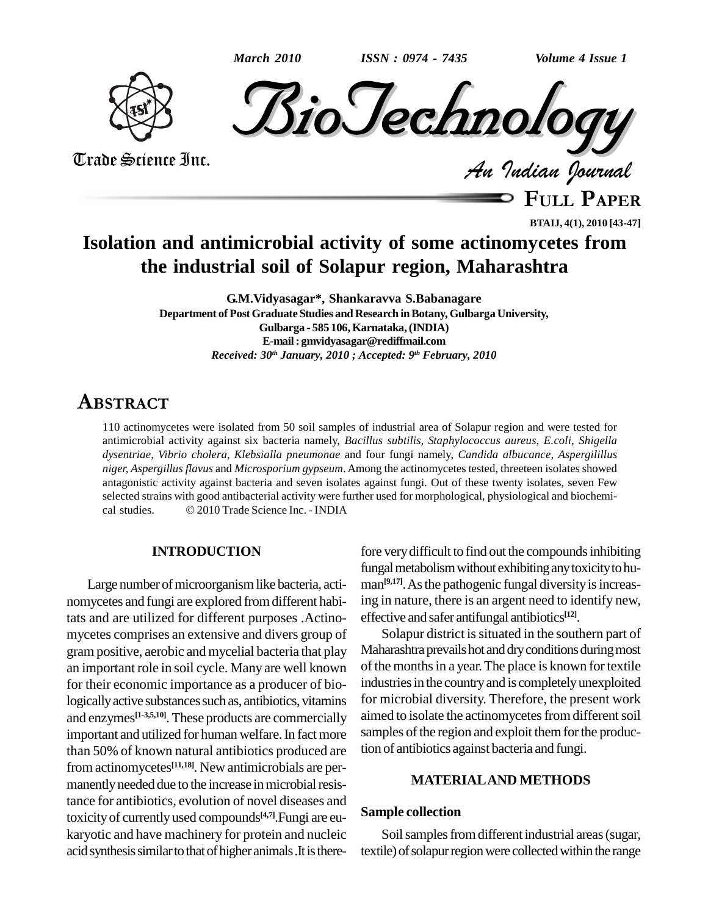# Isolation and antimicrobial activity of some actinomycetes from the industrial soil of Solapur region, Maharashtra

**G.M.Vidyasagar\*, Shankaravva S.Babanagare**

**Department of Post Graduate Studies and Research in Botany, Gulbarga University, Gulbarga - 585 106, Karnataka, (INDIA)**

**E-mail : gmvidyasagar@rediffmail.com**

*Received: 30th January, 2010 ; Accepted: 9th February, 2010*

## ABSTRACT

110 actinomycetes were isolated from 50 soil samples of industrial area of Solapur region and were tested for antimicrobial activity against six bacteria namely, *Bacillus subtilis, Staphylococcus aureus, E.coli, Shigella dysentriae, Vibrio cholera, Klebsialla pneumonae* and four fungi namely, *Candida albucance, Aspergilillus niger, Aspergillus flavus* and *Microsporium gypseum*. Among the actinomycetes tested, threeteen isolates showed antagonistic activity against bacteria and seven isolates against fungi. Out of these twenty isolates, seven Few selected strains with good antibacterial activity were further used for morphological, physiological and biochemical studies. © 2010 Trade Science Inc. - INDIA

## INTRODUCTION

Large number of microorganism like bacteria, actinomycetes and fungi are explored from different habitats and are utilized for different purposes .Actinomycetes comprises an extensive and divers group of gram positive, aerobic and mycelial bacteria that play an important role in soil cycle. Many are well known for their economic importance as a producer of biologically active substances such as, antibiotics, vitamins and enzymes[1-3,5,10]. These products are commercially important and utilized for human welfare. In fact more than 50% of known natural antibiotics produced are from actinomycetes[11,18]. New antimicrobials are permanently needed due to the increase in microbial resistance for antibiotics, evolution of novel diseases and toxicity of currently used compounds[4,7].Fungi are eukaryotic and have machinery for protein and nucleic acid synthesis similar to that of higher animals .It is therefore very difficult to find out the compounds inhibiting fungal metabolism without exhibiting any toxicity to human[9,17]. As the pathogenic fungal diversity is increasing in nature, there is an argent need to identify new, effective and safer antifungal antibiotics[12].

Solapur district is situated in the southern part of Maharashtra prevails hot and dry conditions during most of the months in a year. The place is known for textile industries in the country and is completely unexploited for microbial diversity. Therefore, the present work aimed to isolate the actinomycetes from different soil samples of the region and exploit them for the production of antibiotics against bacteria and fungi.

## MATERIAL AND METHODS

### Sample collection

Soil samples from different industrial areas (sugar, textile) of solapur region were collected within the range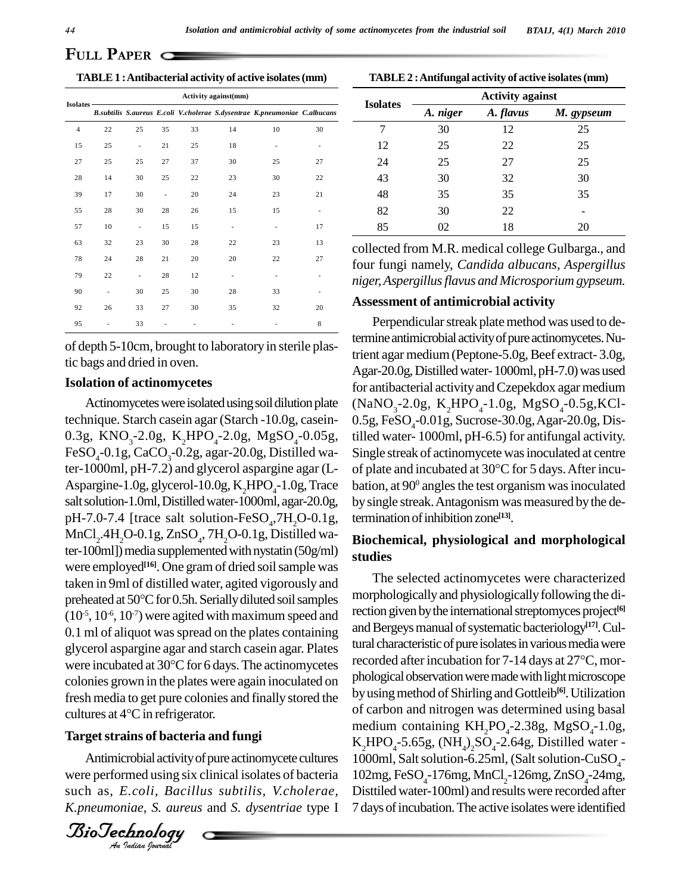**TABLE 1 : Antibacterial activity of active isolates (mm)**

| Isolates | Activity against(mm) | | | | | | |
|---|---|---|---|---|---|---|---|
| | B.subtilis | S.aureus | E.coli | V.cholerae | S.dysentrae | K.pneumoniae | C.albucans |
| 4 | 22 | 25 | 35 | 33 | 14 | 10 | 30 |
| 15 | 25 | - | 21 | 25 | 18 | - | - |
| 27 | 25 | 25 | 27 | 37 | 30 | 25 | 27 |
| 28 | 14 | 30 | 25 | 22 | 23 | 30 | 22 |
| 39 | 17 | 30 | - | 20 | 24 | 23 | 21 |
| 55 | 28 | 30 | 28 | 26 | 15 | 15 | - |
| 57 | 10 | - | 15 | 15 | - | - | 17 |
| 63 | 32 | 23 | 30 | 28 | 22 | 23 | 13 |
| 78 | 24 | 28 | 21 | 20 | 20 | 22 | 27 |
| 79 | 22 | - | 28 | 12 | - | - | - |
| 90 | - | 30 | 25 | 30 | 28 | 33 | - |
| 92 | 26 | 33 | 27 | 30 | 35 | 32 | 20 |
| 95 | - | 33 | - | - | - | - | 8 |

of depth 5-10cm, brought to laboratory in sterile plastic bags and dried in oven.

### Isolation of actinomycetes

Actinomycetes were isolated using soil dilution plate technique. Starch casein agar (Starch -10.0g, casein-0.3g, $KNO_3$-2.0g, $K_2HPO_4$-2.0g, $MgSO_4$-0.05g, $FeSO_4$-0.1g, $CaCO_3$-0.2g, agar-20.0g, Distilled water-1000ml, pH-7.2) and glycerol aspargine agar (L-Aspargine-1.0g, glycerol-10.0g, $K_2HPO_4$-1.0g, Trace salt solution-1.0ml, Distilled water-1000ml, agar-20.0g, pH-7.0-7.4 [trace salt solution-$FeSO_4$,$7H_2O$-0.1g, $MnCl_2$.$4H_2O$-0.1g, $ZnSO_4$, $7H_2O$-0.1g, Distilled water-100ml]) media supplemented with nystatin (50g/ml) were employed[16]. One gram of dried soil sample was taken in 9ml of distilled water, agited vigorously and preheated at 50°C for 0.5h. Serially diluted soil samples ($10^{-5}$, $10^{-6}$, $10^{-7}$) were agited with maximum speed and 0.1 ml of aliquot was spread on the plates containing glycerol aspargine agar and starch casein agar. Plates were incubated at 30°C for 6 days. The actinomycetes colonies grown in the plates were again inoculated on fresh media to get pure colonies and finally stored the cultures at 4°C in refrigerator.

### Target strains of bacteria and fungi

Antimicrobial activity of pure actinomycete cultures were performed using six clinical isolates of bacteria such as, *E.coli, Bacillus subtilis, V.cholerae, K.pneumoniae, S. aureus* and *S. dysentriae* type I

**TABLE 2 : Antifungal activity of active isolates (mm)**

| Isolates | Activity against | | |
|---|---|---|---|
| | *A. niger* | *A. flavus* | *M. gypseum* |
| 7 | 30 | 12 | 25 |
| 12 | 25 | 22 | 25 |
| 24 | 25 | 27 | 25 |
| 43 | 30 | 32 | 30 |
| 48 | 35 | 35 | 35 |
| 82 | 30 | 22 | - |
| 85 | 02 | 18 | 20 |

collected from M.R. medical college Gulbarga., and four fungi namely, *Candida albucans, Aspergillus niger, Aspergillus flavus and Microsporium gypseum.*

### Assessment of antimicrobial activity

Perpendicular streak plate method was used to determine antimicrobial activity of pure actinomycetes. Nutrient agar medium (Peptone-5.0g, Beef extract- 3.0g, Agar-20.0g, Distilled water- 1000ml, pH-7.0) was used for antibacterial activity and Czepekdox agar medium ($NaNO_3$-2.0g, $K_2HPO_4$-1.0g, $MgSO_4$-0.5g,KCl-0.5g, $FeSO_4$-0.01g, Sucrose-30.0g, Agar-20.0g, Distilled water- 1000ml, pH-6.5) for antifungal activity. Single streak of actinomycete was inoculated at centre of plate and incubated at 30°C for 5 days. After incubation, at $90^0$ angles the test organism was inoculated by single streak. Antagonism was measured by the determination of inhibition zone[13].

### Biochemical, physiological and morphological studies

The selected actinomycetes were characterized morphologically and physiologically following the direction given by the international streptomyces project[6] and Bergeys manual of systematic bacteriology[17]. Cultural characteristic of pure isolates in various media were recorded after incubation for 7-14 days at 27°C, morphological observation were made with light microscope by using method of Shirling and Gottleib[6]. Utilization of carbon and nitrogen was determined using basal medium containing $KH_2PO_4$-2.38g, $MgSO_4$-1.0g, $K_2HPO_4$-5.65g, $(NH_4)_2SO_4$-2.64g, Distilled water - 1000ml, Salt solution-6.25ml, (Salt solution-$CuSO_4$-102mg, $FeSO_4$-176mg, $MnCl_2$-126mg, $ZnSO_4$-24mg, Disttiled water-100ml) and results were recorded after 7 days of incubation. The active isolates were identified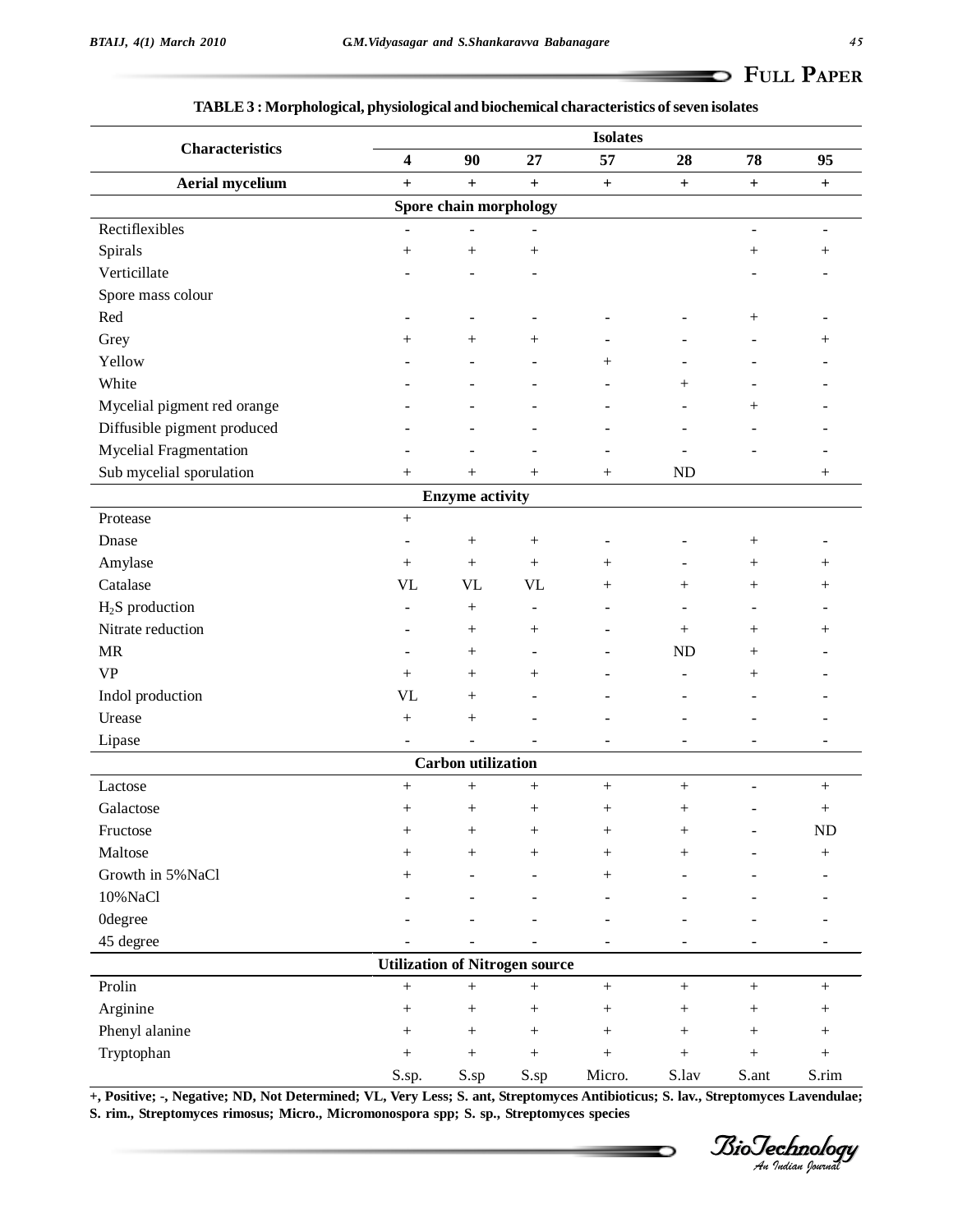**TABLE 3 : Morphological, physiological and biochemical characteristics of seven isolates**

| Characteristics | Isolates | | | | | | |
|---|---|---|---|---|---|---|---|
| | 4 | 90 | 27 | 57 | 28 | 78 | 95 |
| **Aerial mycelium** | + | + | + | + | + | + | + |
| **Spore chain morphology** | | | | | | | |
| Rectiflexibles | - | - | - | | | - | - |
| Spirals | + | + | + | | | + | + |
| Verticillate | - | - | - | | | - | - |
| Spore mass colour | | | | | | | |
| Red | - | - | - | - | - | + | - |
| Grey | + | + | + | - | - | - | + |
| Yellow | - | - | - | + | - | - | - |
| White | - | - | - | - | + | - | - |
| Mycelial pigment red orange | - | - | - | - | - | + | - |
| Diffusible pigment produced | - | - | - | - | - | - | - |
| Mycelial Fragmentation | - | - | - | - | - | - | - |
| Sub mycelial sporulation | + | + | + | + | ND | | + |
| **Enzyme activity** | | | | | | | |
| Protease | + | | | | | | |
| Dnase | - | + | + | - | - | + | - |
| Amylase | + | + | + | + | - | + | + |
| Catalase | VL | VL | VL | + | + | + | + |
| $H_2S$ production | - | + | - | - | - | - | - |
| Nitrate reduction | - | + | + | - | + | + | + |
| MR | - | + | - | - | ND | + | - |
| VP | + | + | + | - | - | + | - |
| Indol production | VL | + | - | - | - | - | - |
| Urease | + | + | - | - | - | - | - |
| Lipase | - | - | - | - | - | - | - |
| **Carbon utilization** | | | | | | | |
| Lactose | + | + | + | + | + | - | + |
| Galactose | + | + | + | + | + | - | + |
| Fructose | + | + | + | + | + | - | ND |
| Maltose | + | + | + | + | + | - | + |
| Growth in 5%NaCl | + | - | - | + | - | - | - |
| 10%NaCl | - | - | - | - | - | - | - |
| 0degree | - | - | - | - | - | - | - |
| 45 degree | - | - | - | - | - | - | - |
| **Utilization of Nitrogen source** | | | | | | | |
| Prolin | + | + | + | + | + | + | + |
| Arginine | + | + | + | + | + | + | + |
| Phenyl alanine | + | + | + | + | + | + | + |
| Tryptophan | + | + | + | + | + | + | + |
| | S.sp. | S.sp | S.sp | Micro. | S.lav | S.ant | S.rim |

**+, Positive; -, Negative; ND, Not Determined; VL, Very Less; S. ant, Streptomyces Antibioticus; S. lav., Streptomyces Lavendulae; S. rim., Streptomyces rimosus; Micro., Micromonospora spp; S. sp., Streptomyces species**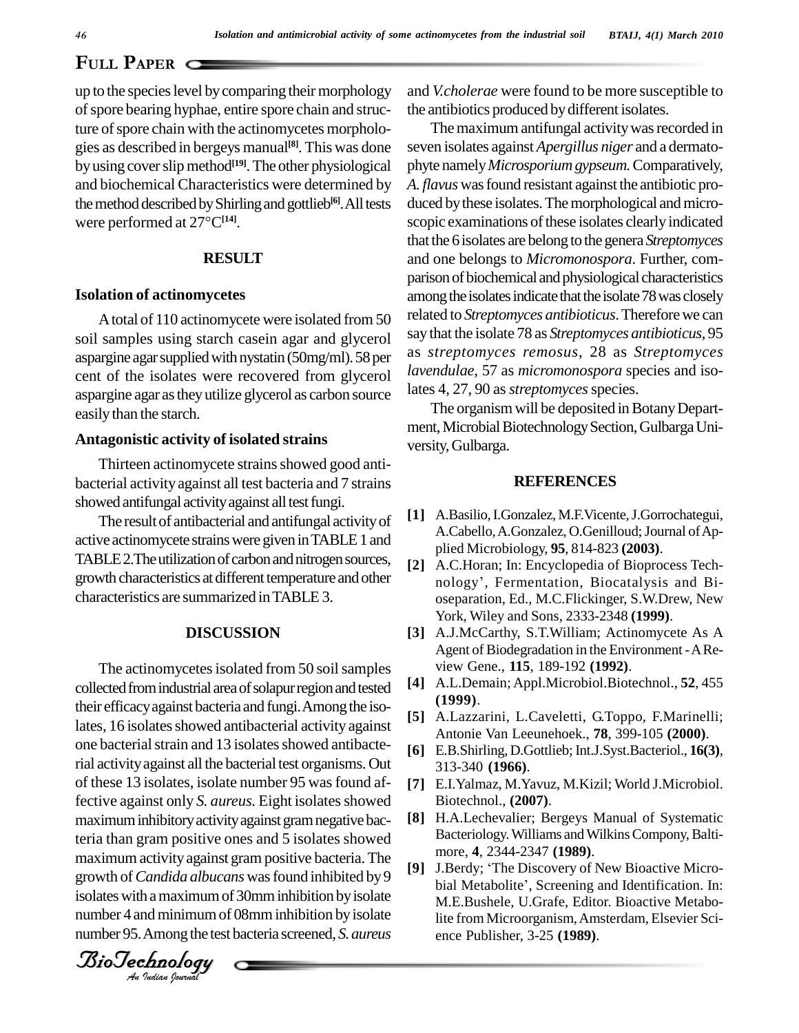up to the species level by comparing their morphology of spore bearing hyphae, entire spore chain and structure of spore chain with the actinomycetes morphologies as described in bergeys manual[8]. This was done by using cover slip method[19]. The other physiological and biochemical Characteristics were determined by the method described by Shirling and gottlieb[6]. All tests were performed at 27°C[14].

## RESULT

### Isolation of actinomycetes

A total of 110 actinomycete were isolated from 50 soil samples using starch casein agar and glycerol aspargine agar supplied with nystatin (50mg/ml). 58 per cent of the isolates were recovered from glycerol aspargine agar as they utilize glycerol as carbon source easily than the starch.

### Antagonistic activity of isolated strains

Thirteen actinomycete strains showed good antibacterial activity against all test bacteria and 7 strains showed antifungal activity against all test fungi.

The result of antibacterial and antifungal activity of active actinomycete strains were given in TABLE 1 and TABLE 2. The utilization of carbon and nitrogen sources, growth characteristics at different temperature and other characteristics are summarized in TABLE 3.

## DISCUSSION

The actinomycetes isolated from 50 soil samples collected from industrial area of solapur region and tested their efficacy against bacteria and fungi. Among the isolates, 16 isolates showed antibacterial activity against one bacterial strain and 13 isolates showed antibacterial activity against all the bacterial test organisms. Out of these 13 isolates, isolate number 95 was found affective against only *S. aureus*. Eight isolates showed maximum inhibitory activity against gram negative bacteria than gram positive ones and 5 isolates showed maximum activity against gram positive bacteria. The growth of *Candida albucans* was found inhibited by 9 isolates with a maximum of 30mm inhibition by isolate number 4 and minimum of 08mm inhibition by isolate number 95. Among the test bacteria screened, *S. aureus* and *V.cholerae* were found to be more susceptible to the antibiotics produced by different isolates.

The maximum antifungal activity was recorded in seven isolates against *Apergillus niger* and a dermatophyte namely *Microsporium gypseum.* Comparatively, *A. flavus* was found resistant against the antibiotic produced by these isolates. The morphological and microscopic examinations of these isolates clearly indicated that the 6 isolates are belong to the genera *Streptomyces* and one belongs to *Micromonospora*. Further, comparison of biochemical and physiological characteristics among the isolates indicate that the isolate 78 was closely related to *Streptomyces antibioticus*. Therefore we can say that the isolate 78 as *Streptomyces antibioticus*, 95 as *streptomyces remosus*, 28 as *Streptomyces lavendulae*, 57 as *micromonospora* species and isolates 4, 27, 90 as *streptomyces* species.

The organism will be deposited in Botany Department, Microbial Biotechnology Section, Gulbarga University, Gulbarga.

## REFERENCES

[1] A.Basilio, I.Gonzalez, M.F.Vicente, J.Gorrochategui, A.Cabello, A.Gonzalez, O.Genilloud; Journal of Applied Microbiology, **95**, 814-823 **(2003)**.

[2] A.C.Horan; In: Encyclopedia of Bioprocess Technology', Fermentation, Biocatalysis and Bioseparation, Ed., M.C.Flickinger, S.W.Drew, New York, Wiley and Sons, 2333-2348 **(1999)**.

[3] A.J.McCarthy, S.T.William; Actinomycete As A Agent of Biodegradation in the Environment - A Review Gene., **115**, 189-192 **(1992)**.

[4] A.L.Demain; Appl.Microbiol.Biotechnol., **52**, 455 **(1999)**.

[5] A.Lazzarini, L.Caveletti, G.Toppo, F.Marinelli; Antonie Van Leeunehoek., **78**, 399-105 **(2000)**.

[6] E.B.Shirling, D.Gottlieb; Int.J.Syst.Bacteriol., **16(3)**, 313-340 **(1966)**.

[7] E.I.Yalmaz, M.Yavuz, M.Kizil; World J.Microbiol. Biotechnol., **(2007)**.

[8] H.A.Lechevalier; Bergeys Manual of Systematic Bacteriology. Williams and Wilkins Compony, Baltimore, **4**, 2344-2347 **(1989)**.

[9] J.Berdy; 'The Discovery of New Bioactive Microbial Metabolite', Screening and Identification. In: M.E.Bushele, U.Grafe, Editor. Bioactive Metabolite from Microorganism, Amsterdam, Elsevier Science Publisher, 3-25 **(1989)**.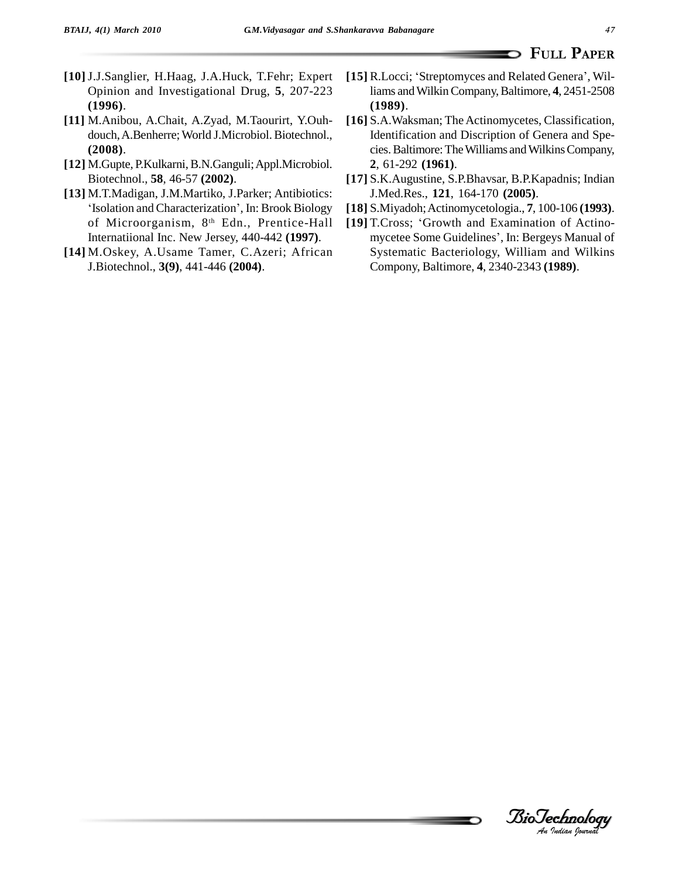[10] J.J.Sanglier, H.Haag, J.A.Huck, T.Fehr; Expert Opinion and Investigational Drug, **5**, 207-223 **(1996)**.

[11] M.Anibou, A.Chait, A.Zyad, M.Taourirt, Y.Ouhdouch, A.Benherre; World J.Microbiol. Biotechnol., **(2008)**.

[12] M.Gupte, P.Kulkarni, B.N.Ganguli; Appl.Microbiol. Biotechnol., **58**, 46-57 **(2002)**.

[13] M.T.Madigan, J.M.Martiko, J.Parker; Antibiotics: 'Isolation and Characterization', In: Brook Biology of Microorganism, 8th Edn., Prentice-Hall Internatiional Inc. New Jersey, 440-442 **(1997)**.

[14] M.Oskey, A.Usame Tamer, C.Azeri; African J.Biotechnol., **3(9)**, 441-446 **(2004)**.

[15] R.Locci; 'Streptomyces and Related Genera', Williams and Wilkin Company, Baltimore, **4**, 2451-2508 **(1989)**.

[16] S.A.Waksman; The Actinomycetes, Classification, Identification and Discription of Genera and Species. Baltimore: The Williams and Wilkins Company, **2**, 61-292 **(1961)**.

[17] S.K.Augustine, S.P.Bhavsar, B.P.Kapadnis; Indian J.Med.Res., **121**, 164-170 **(2005)**.

[18] S.Miyadoh; Actinomycetologia., **7**, 100-106 **(1993)**.

[19] T.Cross; 'Growth and Examination of Actinomycetee Some Guidelines', In: Bergeys Manual of Systematic Bacteriology, William and Wilkins Compony, Baltimore, **4**, 2340-2343 **(1989)**.